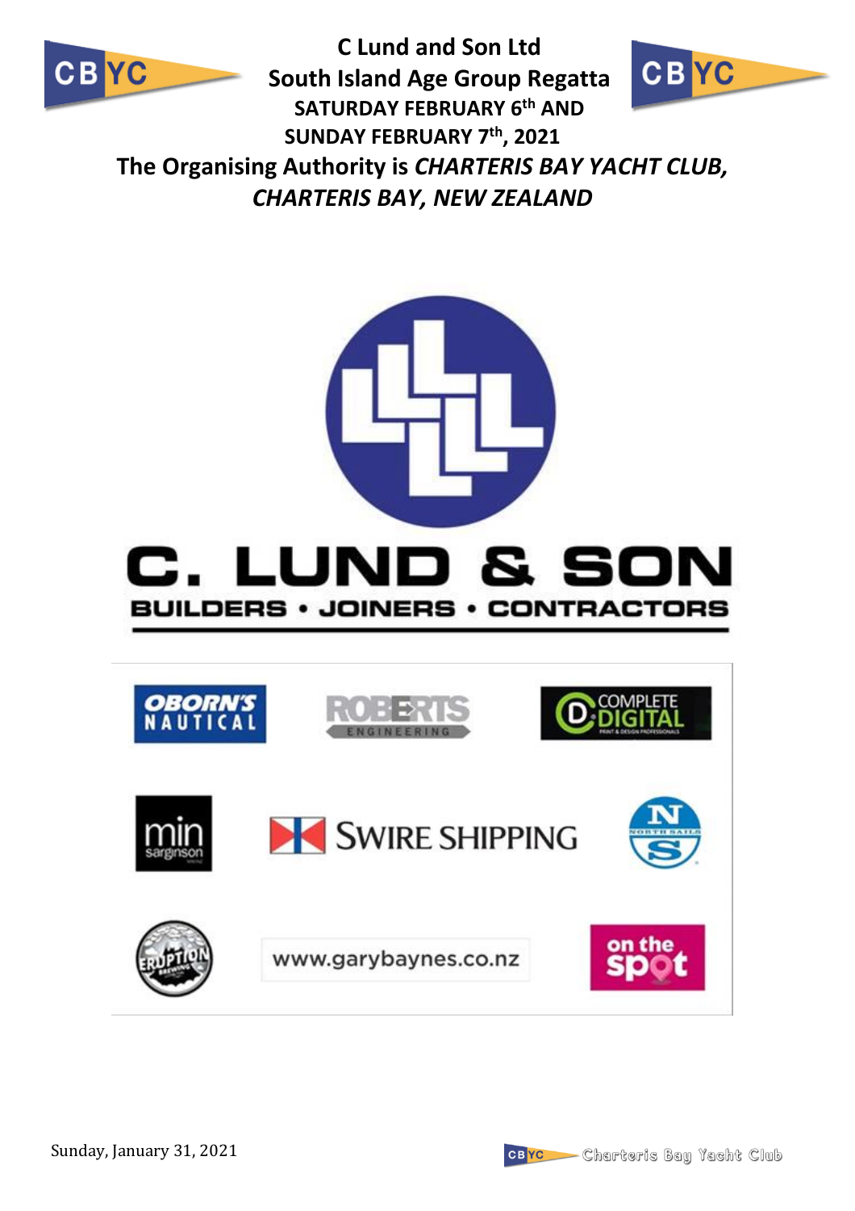# C Lund and Son Ltd
# South Island Age Group Regatta

**SATURDAY FEBRUARY 6th AND SUNDAY FEBRUARY 7th, 2021**

**The Organising Authority is *CHARTERIS BAY YACHT CLUB, CHARTERIS BAY, NEW ZEALAND***

**C. LUND & SON**

**BUILDERS • JOINERS • CONTRACTORS**

OBORN'S NAUTICAL

ROBERTS ENGINEERING

COMPLETE DIGITAL

min sarginson

SWIRE SHIPPING

NORTH SAILS

ERUPTION BREWING

www.garybaynes.co.nz

on the spot

Sunday, January 31, 2021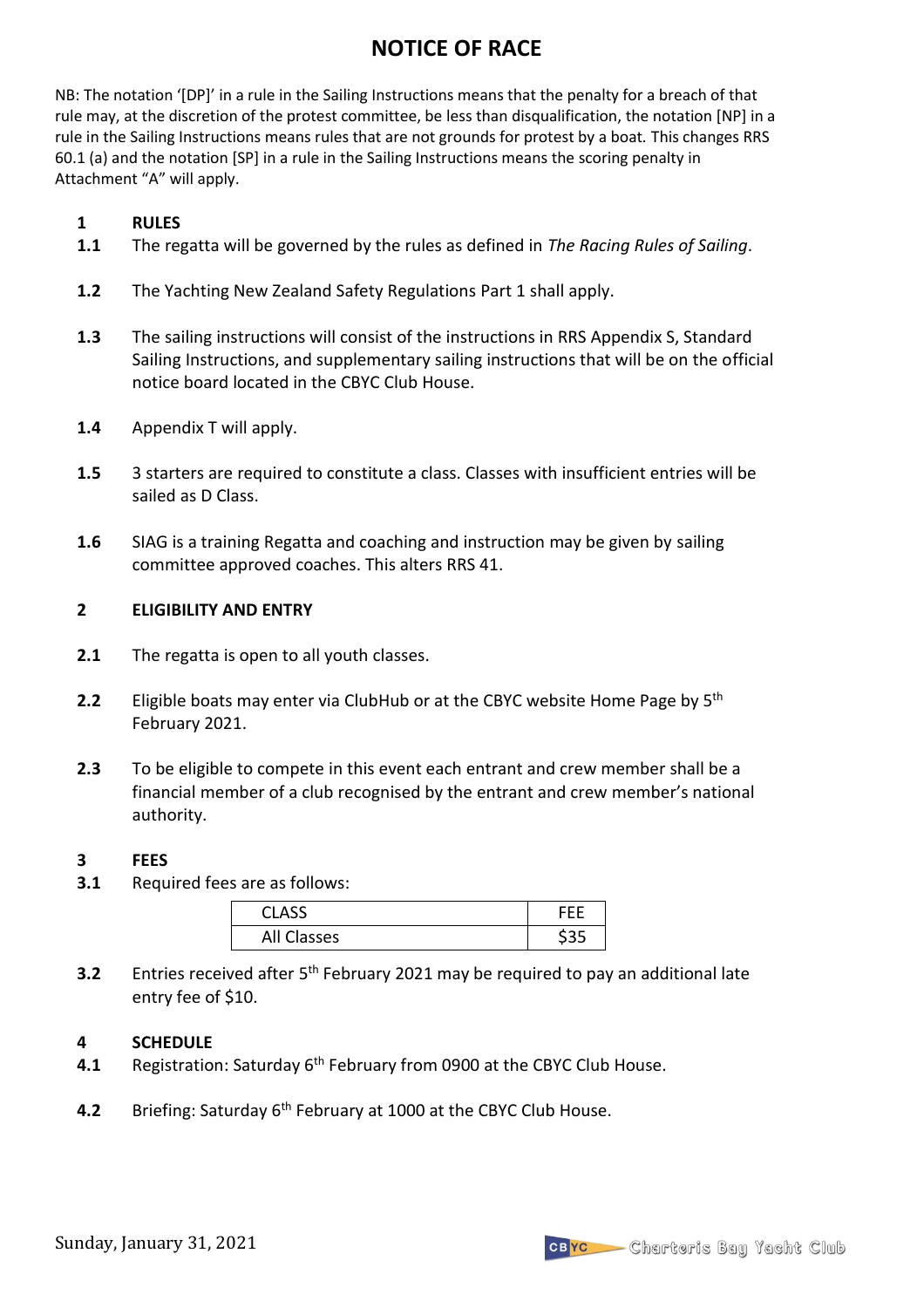# NOTICE OF RACE

NB: The notation '[DP]' in a rule in the Sailing Instructions means that the penalty for a breach of that rule may, at the discretion of the protest committee, be less than disqualification, the notation [NP] in a rule in the Sailing Instructions means rules that are not grounds for protest by a boat. This changes RRS 60.1 (a) and the notation [SP] in a rule in the Sailing Instructions means the scoring penalty in Attachment "A" will apply.

## 1 RULES

**1.1** The regatta will be governed by the rules as defined in *The Racing Rules of Sailing*.

**1.2** The Yachting New Zealand Safety Regulations Part 1 shall apply.

**1.3** The sailing instructions will consist of the instructions in RRS Appendix S, Standard Sailing Instructions, and supplementary sailing instructions that will be on the official notice board located in the CBYC Club House.

**1.4** Appendix T will apply.

**1.5** 3 starters are required to constitute a class. Classes with insufficient entries will be sailed as D Class.

**1.6** SIAG is a training Regatta and coaching and instruction may be given by sailing committee approved coaches. This alters RRS 41.

## 2 ELIGIBILITY AND ENTRY

**2.1** The regatta is open to all youth classes.

**2.2** Eligible boats may enter via ClubHub or at the CBYC website Home Page by 5th February 2021.

**2.3** To be eligible to compete in this event each entrant and crew member shall be a financial member of a club recognised by the entrant and crew member's national authority.

## 3 FEES

**3.1** Required fees are as follows:

| CLASS | FEE |
|---|---|
| All Classes | $35 |

**3.2** Entries received after 5th February 2021 may be required to pay an additional late entry fee of $10.

## 4 SCHEDULE

**4.1** Registration: Saturday 6th February from 0900 at the CBYC Club House.

**4.2** Briefing: Saturday 6th February at 1000 at the CBYC Club House.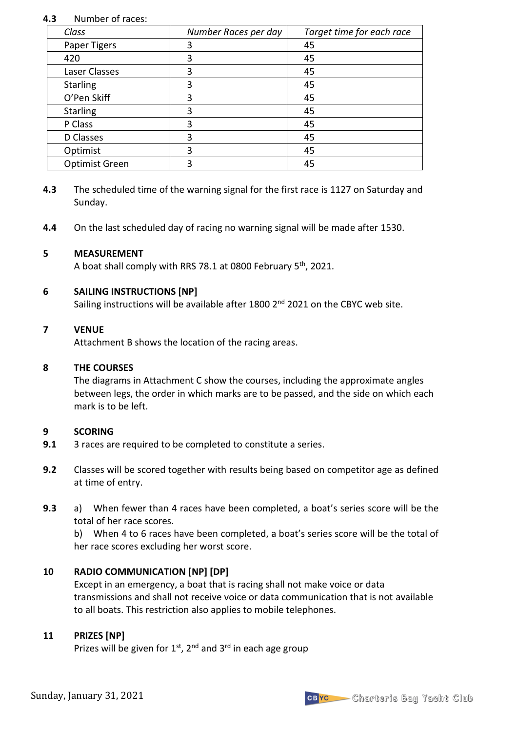**4.3** Number of races:

| *Class* | *Number Races per day* | *Target time for each race* |
|---|---|---|
| Paper Tigers | 3 | 45 |
| 420 | 3 | 45 |
| Laser Classes | 3 | 45 |
| Starling | 3 | 45 |
| O'Pen Skiff | 3 | 45 |
| Starling | 3 | 45 |
| P Class | 3 | 45 |
| D Classes | 3 | 45 |
| Optimist | 3 | 45 |
| Optimist Green | 3 | 45 |

**4.3** The scheduled time of the warning signal for the first race is 1127 on Saturday and Sunday.

**4.4** On the last scheduled day of racing no warning signal will be made after 1530.

## 5 MEASUREMENT

A boat shall comply with RRS 78.1 at 0800 February 5th, 2021.

## 6 SAILING INSTRUCTIONS [NP]

Sailing instructions will be available after 1800 2nd 2021 on the CBYC web site.

## 7 VENUE

Attachment B shows the location of the racing areas.

## 8 THE COURSES

The diagrams in Attachment C show the courses, including the approximate angles between legs, the order in which marks are to be passed, and the side on which each mark is to be left.

## 9 SCORING

**9.1** 3 races are required to be completed to constitute a series.

**9.2** Classes will be scored together with results being based on competitor age as defined at time of entry.

**9.3** a) When fewer than 4 races have been completed, a boat's series score will be the total of her race scores.

b) When 4 to 6 races have been completed, a boat's series score will be the total of her race scores excluding her worst score.

## 10 RADIO COMMUNICATION [NP] [DP]

Except in an emergency, a boat that is racing shall not make voice or data transmissions and shall not receive voice or data communication that is not available to all boats. This restriction also applies to mobile telephones.

## 11 PRIZES [NP]

Prizes will be given for 1st, 2nd and 3rd in each age group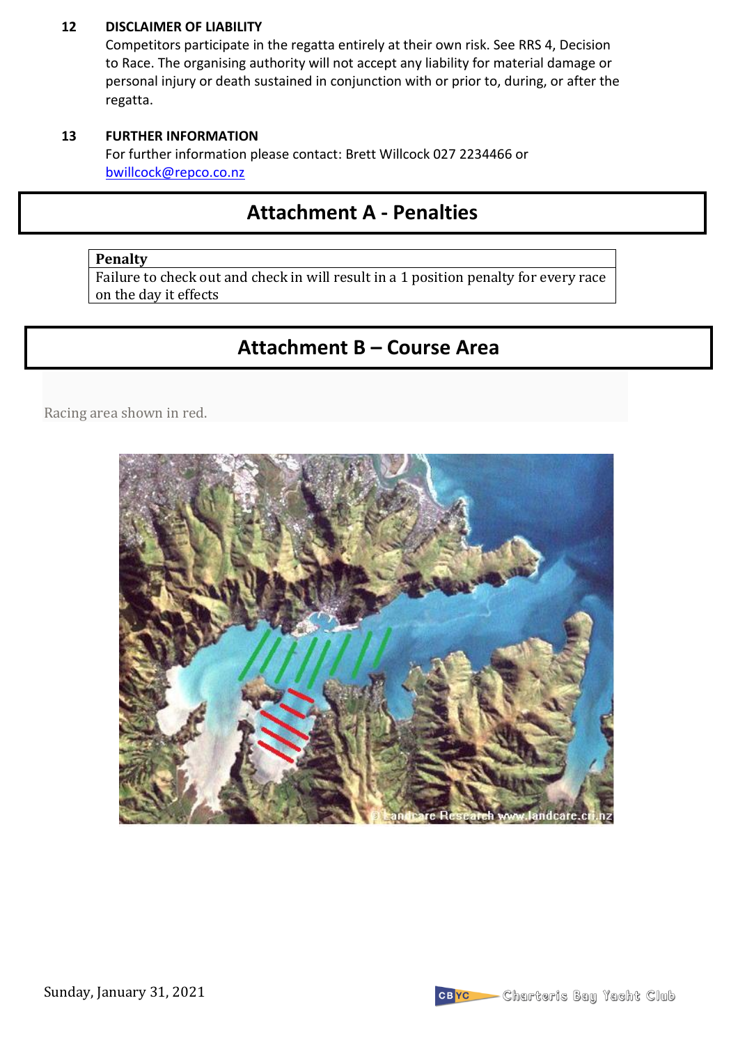**12 DISCLAIMER OF LIABILITY**

Competitors participate in the regatta entirely at their own risk. See RRS 4, Decision to Race. The organising authority will not accept any liability for material damage or personal injury or death sustained in conjunction with or prior to, during, or after the regatta.

**13 FURTHER INFORMATION**

For further information please contact: Brett Willcock 027 2234466 or bwillcock@repco.co.nz

## Attachment A - Penalties

| Penalty |
|---|
| Failure to check out and check in will result in a 1 position penalty for every race on the day it effects |

## Attachment B – Course Area

Racing area shown in red.

Sunday, January 31, 2021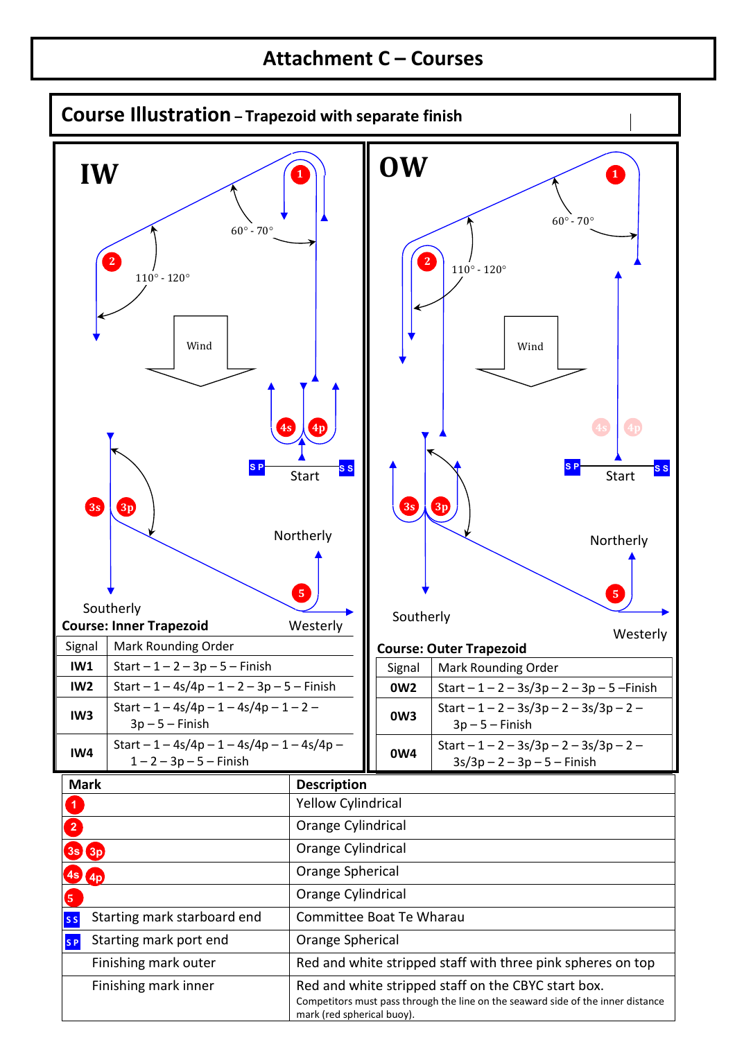# Attachment C – Courses

## Course Illustration – Trapezoid with separate finish

IW

1
2
60° - 70°
110° - 120°
Wind
4s
4p
SP
SS
Start
3s
3p
Northerly
5
Southerly
Westerly

**Course: Inner Trapezoid**

| Signal | Mark Rounding Order |
|---|---|
| **IW1** | Start – 1 – 2 – 3p – 5 – Finish |
| **IW2** | Start – 1 – 4s/4p – 1 – 2 – 3p – 5 – Finish |
| **IW3** | Start – 1 – 4s/4p – 1 – 4s/4p – 1 – 2 – 3p – 5 – Finish |
| **IW4** | Start – 1 – 4s/4p – 1 – 4s/4p – 1 – 4s/4p – 1 – 2 – 3p – 5 – Finish |

OW

1
2
60° - 70°
110° - 120°
Wind
4s
4p
SP
SS
Start
3s
3p
Northerly
5
Southerly
Westerly

**Course: Outer Trapezoid**

| Signal | Mark Rounding Order |
|---|---|
| **0W2** | Start – 1 – 2 – 3s/3p – 2 – 3p – 5 –Finish |
| **0W3** | Start – 1 – 2 – 3s/3p – 2 – 3s/3p – 2 – 3p – 5 – Finish |
| **0W4** | Start – 1 – 2 – 3s/3p – 2 – 3s/3p – 2 – 3s/3p – 2 – 3p – 5 – Finish |

| Mark | Description |
|---|---|
| 1 | Yellow Cylindrical |
| 2 | Orange Cylindrical |
| 3s 3p | Orange Cylindrical |
| 4s 4p | Orange Spherical |
| 5 | Orange Cylindrical |
| SS Starting mark starboard end | Committee Boat Te Wharau |
| SP Starting mark port end | Orange Spherical |
| Finishing mark outer | Red and white stripped staff with three pink spheres on top |
| Finishing mark inner | Red and white stripped staff on the CBYC start box. Competitors must pass through the line on the seaward side of the inner distance mark (red spherical buoy). |